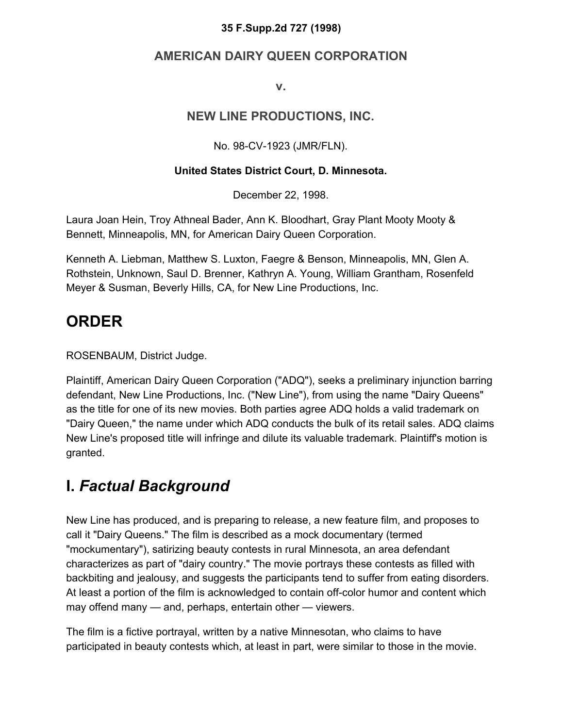**35 F.Supp.2d 727 (1998)**

## AMERICAN DAIRY QUEEN CORPORATION

**v.**

## NEW LINE PRODUCTIONS, INC.

No. 98-CV-1923 (JMR/FLN).

**United States District Court, D. Minnesota.**

December 22, 1998.

Laura Joan Hein, Troy Athneal Bader, Ann K. Bloodhart, Gray Plant Mooty Mooty & Bennett, Minneapolis, MN, for American Dairy Queen Corporation.

Kenneth A. Liebman, Matthew S. Luxton, Faegre & Benson, Minneapolis, MN, Glen A. Rothstein, Unknown, Saul D. Brenner, Kathryn A. Young, William Grantham, Rosenfeld Meyer & Susman, Beverly Hills, CA, for New Line Productions, Inc.

# ORDER

ROSENBAUM, District Judge.

Plaintiff, American Dairy Queen Corporation ("ADQ"), seeks a preliminary injunction barring defendant, New Line Productions, Inc. ("New Line"), from using the name "Dairy Queens" as the title for one of its new movies. Both parties agree ADQ holds a valid trademark on "Dairy Queen," the name under which ADQ conducts the bulk of its retail sales. ADQ claims New Line's proposed title will infringe and dilute its valuable trademark. Plaintiff's motion is granted.

# I. *Factual Background*

New Line has produced, and is preparing to release, a new feature film, and proposes to call it "Dairy Queens." The film is described as a mock documentary (termed "mockumentary"), satirizing beauty contests in rural Minnesota, an area defendant characterizes as part of "dairy country." The movie portrays these contests as filled with backbiting and jealousy, and suggests the participants tend to suffer from eating disorders. At least a portion of the film is acknowledged to contain off-color humor and content which may offend many — and, perhaps, entertain other — viewers.

The film is a fictive portrayal, written by a native Minnesotan, who claims to have participated in beauty contests which, at least in part, were similar to those in the movie.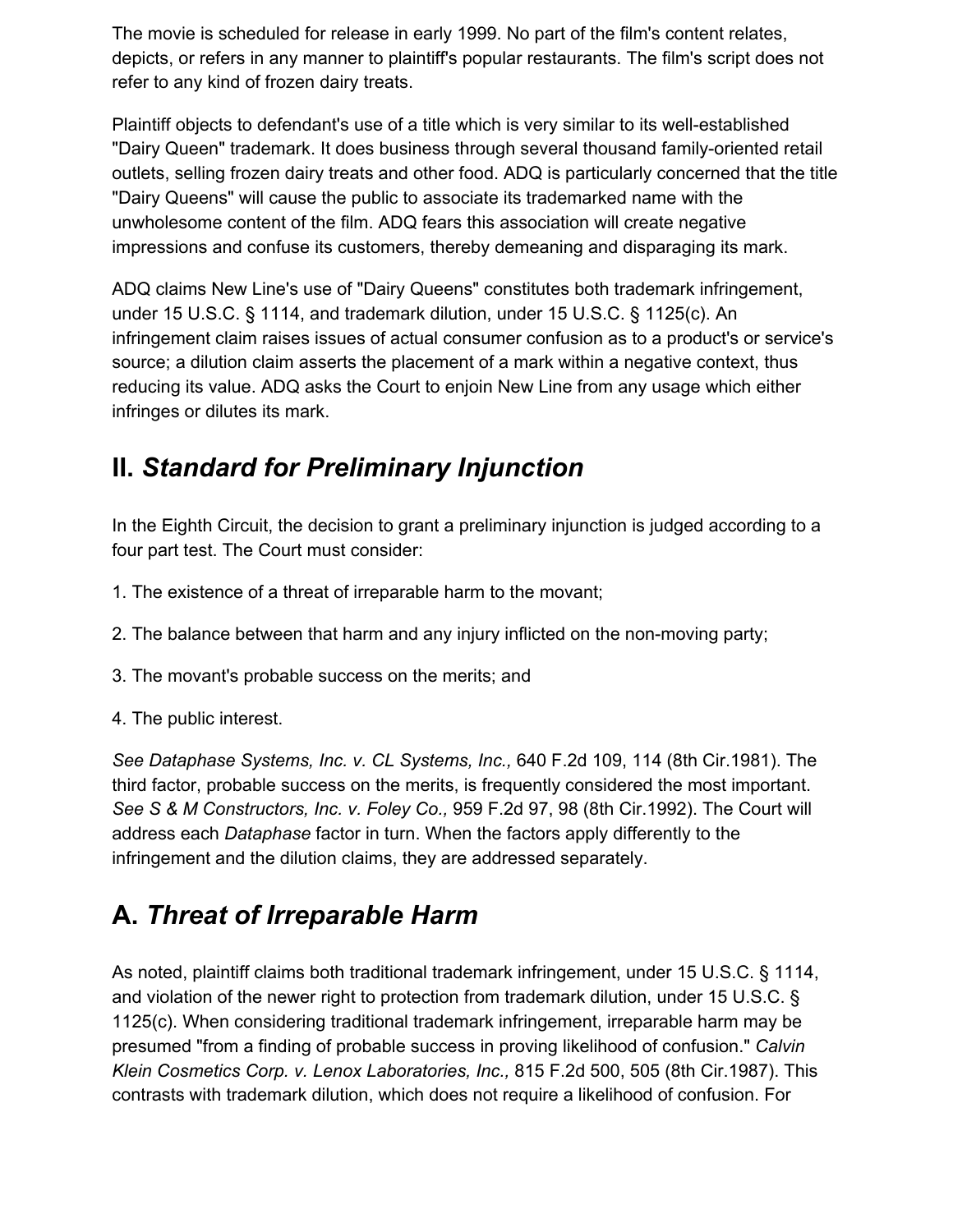The movie is scheduled for release in early 1999. No part of the film's content relates, depicts, or refers in any manner to plaintiff's popular restaurants. The film's script does not refer to any kind of frozen dairy treats.

Plaintiff objects to defendant's use of a title which is very similar to its well-established "Dairy Queen" trademark. It does business through several thousand family-oriented retail outlets, selling frozen dairy treats and other food. ADQ is particularly concerned that the title "Dairy Queens" will cause the public to associate its trademarked name with the unwholesome content of the film. ADQ fears this association will create negative impressions and confuse its customers, thereby demeaning and disparaging its mark.

ADQ claims New Line's use of "Dairy Queens" constitutes both trademark infringement, under 15 U.S.C. § 1114, and trademark dilution, under 15 U.S.C. § 1125(c). An infringement claim raises issues of actual consumer confusion as to a product's or service's source; a dilution claim asserts the placement of a mark within a negative context, thus reducing its value. ADQ asks the Court to enjoin New Line from any usage which either infringes or dilutes its mark.

## II. *Standard for Preliminary Injunction*

In the Eighth Circuit, the decision to grant a preliminary injunction is judged according to a four part test. The Court must consider:

1. The existence of a threat of irreparable harm to the movant;

2. The balance between that harm and any injury inflicted on the non-moving party;

3. The movant's probable success on the merits; and

4. The public interest.

*See Dataphase Systems, Inc. v. CL Systems, Inc.,* 640 F.2d 109, 114 (8th Cir.1981). The third factor, probable success on the merits, is frequently considered the most important. *See S & M Constructors, Inc. v. Foley Co.,* 959 F.2d 97, 98 (8th Cir.1992). The Court will address each *Dataphase* factor in turn. When the factors apply differently to the infringement and the dilution claims, they are addressed separately.

## A. *Threat of Irreparable Harm*

As noted, plaintiff claims both traditional trademark infringement, under 15 U.S.C. § 1114, and violation of the newer right to protection from trademark dilution, under 15 U.S.C. § 1125(c). When considering traditional trademark infringement, irreparable harm may be presumed "from a finding of probable success in proving likelihood of confusion." *Calvin Klein Cosmetics Corp. v. Lenox Laboratories, Inc.,* 815 F.2d 500, 505 (8th Cir.1987). This contrasts with trademark dilution, which does not require a likelihood of confusion. For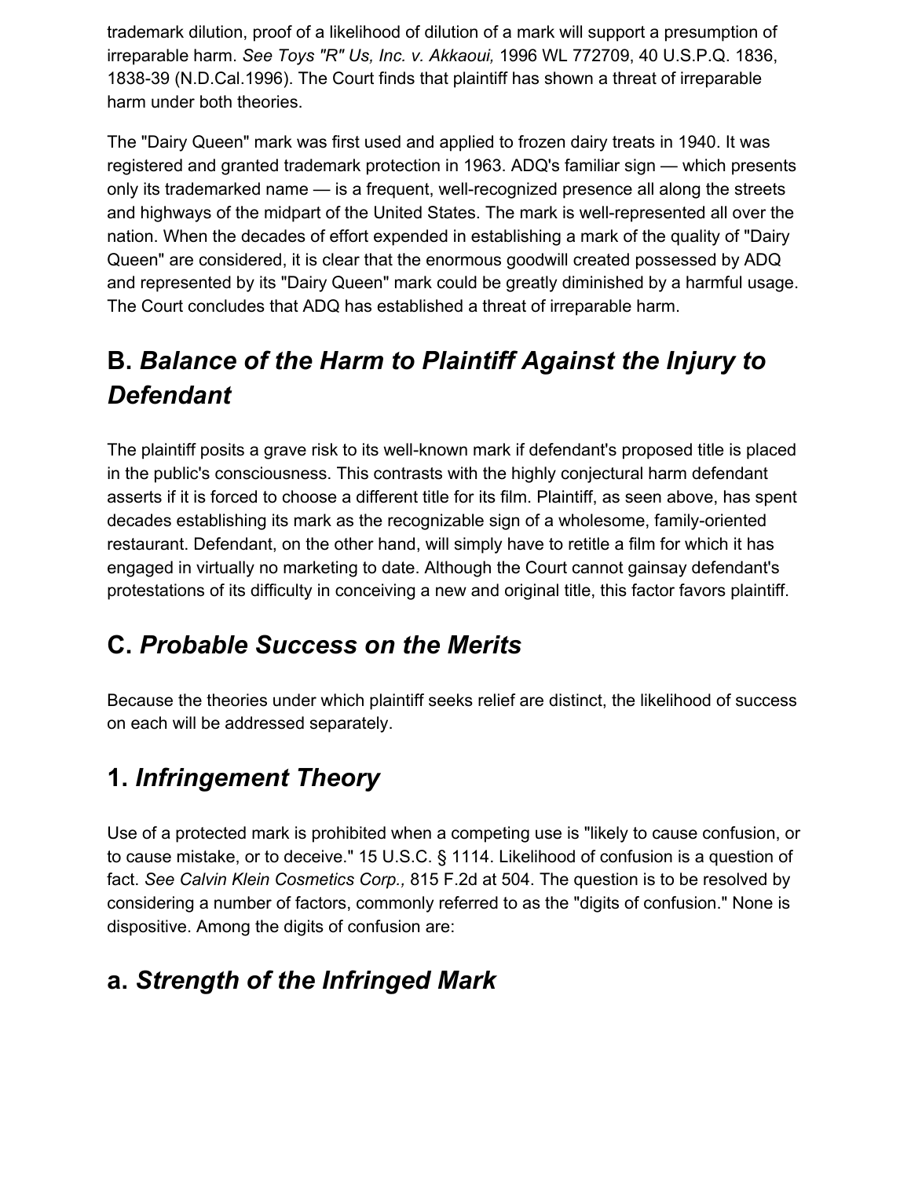trademark dilution, proof of a likelihood of dilution of a mark will support a presumption of irreparable harm. *See Toys "R" Us, Inc. v. Akkaoui,* 1996 WL 772709, 40 U.S.P.Q. 1836, 1838-39 (N.D.Cal.1996). The Court finds that plaintiff has shown a threat of irreparable harm under both theories.

The "Dairy Queen" mark was first used and applied to frozen dairy treats in 1940. It was registered and granted trademark protection in 1963. ADQ's familiar sign — which presents only its trademarked name — is a frequent, well-recognized presence all along the streets and highways of the midpart of the United States. The mark is well-represented all over the nation. When the decades of effort expended in establishing a mark of the quality of "Dairy Queen" are considered, it is clear that the enormous goodwill created possessed by ADQ and represented by its "Dairy Queen" mark could be greatly diminished by a harmful usage. The Court concludes that ADQ has established a threat of irreparable harm.

## B. *Balance of the Harm to Plaintiff Against the Injury to Defendant*

The plaintiff posits a grave risk to its well-known mark if defendant's proposed title is placed in the public's consciousness. This contrasts with the highly conjectural harm defendant asserts if it is forced to choose a different title for its film. Plaintiff, as seen above, has spent decades establishing its mark as the recognizable sign of a wholesome, family-oriented restaurant. Defendant, on the other hand, will simply have to retitle a film for which it has engaged in virtually no marketing to date. Although the Court cannot gainsay defendant's protestations of its difficulty in conceiving a new and original title, this factor favors plaintiff.

## C. *Probable Success on the Merits*

Because the theories under which plaintiff seeks relief are distinct, the likelihood of success on each will be addressed separately.

## 1. *Infringement Theory*

Use of a protected mark is prohibited when a competing use is "likely to cause confusion, or to cause mistake, or to deceive." 15 U.S.C. § 1114. Likelihood of confusion is a question of fact. *See Calvin Klein Cosmetics Corp.,* 815 F.2d at 504. The question is to be resolved by considering a number of factors, commonly referred to as the "digits of confusion." None is dispositive. Among the digits of confusion are:

## a. *Strength of the Infringed Mark*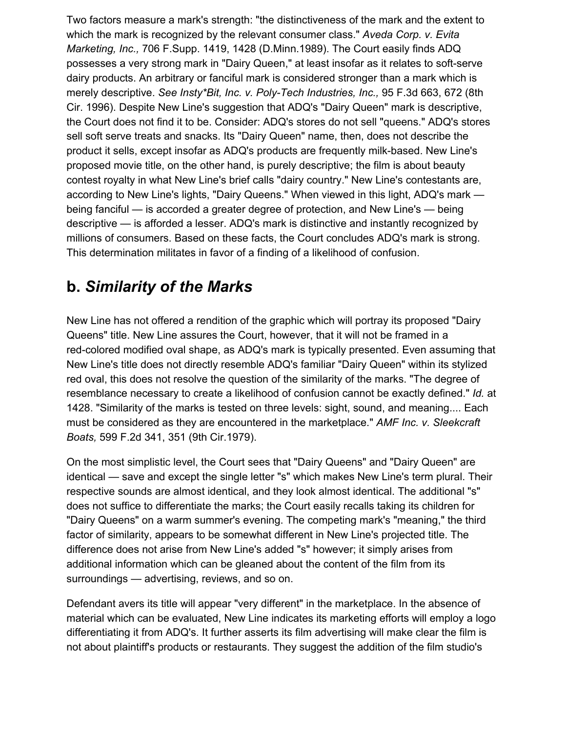Two factors measure a mark's strength: "the distinctiveness of the mark and the extent to which the mark is recognized by the relevant consumer class." *Aveda Corp. v. Evita Marketing, Inc.,* 706 F.Supp. 1419, 1428 (D.Minn.1989). The Court easily finds ADQ possesses a very strong mark in "Dairy Queen," at least insofar as it relates to soft-serve dairy products. An arbitrary or fanciful mark is considered stronger than a mark which is merely descriptive. *See Insty*Bit, Inc. v. Poly-Tech Industries, Inc.,* 95 F.3d 663, 672 (8th Cir. 1996). Despite New Line's suggestion that ADQ's "Dairy Queen" mark is descriptive, the Court does not find it to be. Consider: ADQ's stores do not sell "queens." ADQ's stores sell soft serve treats and snacks. Its "Dairy Queen" name, then, does not describe the product it sells, except insofar as ADQ's products are frequently milk-based. New Line's proposed movie title, on the other hand, is purely descriptive; the film is about beauty contest royalty in what New Line's brief calls "dairy country." New Line's contestants are, according to New Line's lights, "Dairy Queens." When viewed in this light, ADQ's mark — being fanciful — is accorded a greater degree of protection, and New Line's — being descriptive — is afforded a lesser. ADQ's mark is distinctive and instantly recognized by millions of consumers. Based on these facts, the Court concludes ADQ's mark is strong. This determination militates in favor of a finding of a likelihood of confusion.

## b. *Similarity of the Marks*

New Line has not offered a rendition of the graphic which will portray its proposed "Dairy Queens" title. New Line assures the Court, however, that it will not be framed in a red-colored modified oval shape, as ADQ's mark is typically presented. Even assuming that New Line's title does not directly resemble ADQ's familiar "Dairy Queen" within its stylized red oval, this does not resolve the question of the similarity of the marks. "The degree of resemblance necessary to create a likelihood of confusion cannot be exactly defined." *Id.* at 1428. "Similarity of the marks is tested on three levels: sight, sound, and meaning.... Each must be considered as they are encountered in the marketplace." *AMF Inc. v. Sleekcraft Boats,* 599 F.2d 341, 351 (9th Cir.1979).

On the most simplistic level, the Court sees that "Dairy Queens" and "Dairy Queen" are identical — save and except the single letter "s" which makes New Line's term plural. Their respective sounds are almost identical, and they look almost identical. The additional "s" does not suffice to differentiate the marks; the Court easily recalls taking its children for "Dairy Queens" on a warm summer's evening. The competing mark's "meaning," the third factor of similarity, appears to be somewhat different in New Line's projected title. The difference does not arise from New Line's added "s" however; it simply arises from additional information which can be gleaned about the content of the film from its surroundings — advertising, reviews, and so on.

Defendant avers its title will appear "very different" in the marketplace. In the absence of material which can be evaluated, New Line indicates its marketing efforts will employ a logo differentiating it from ADQ's. It further asserts its film advertising will make clear the film is not about plaintiff's products or restaurants. They suggest the addition of the film studio's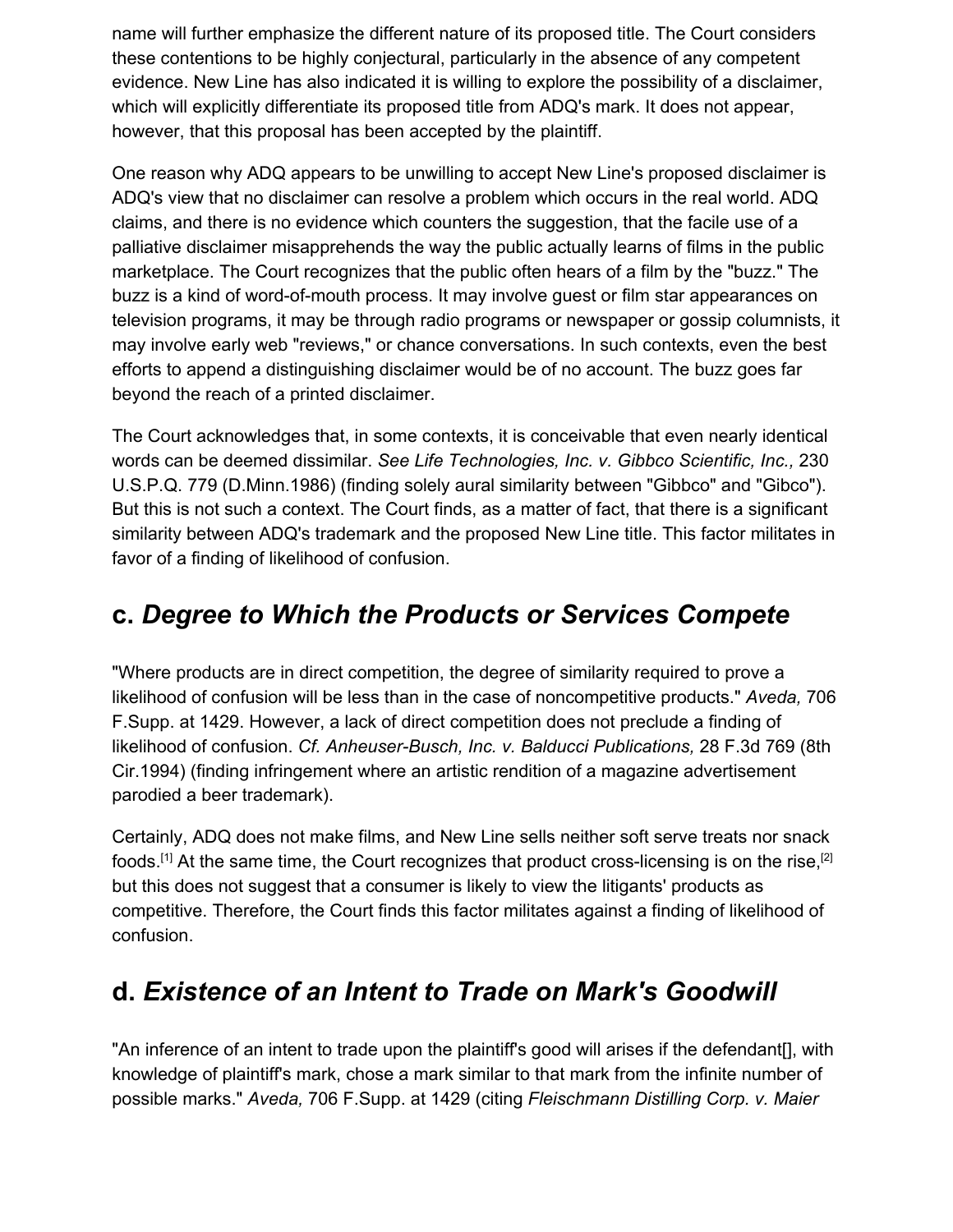name will further emphasize the different nature of its proposed title. The Court considers these contentions to be highly conjectural, particularly in the absence of any competent evidence. New Line has also indicated it is willing to explore the possibility of a disclaimer, which will explicitly differentiate its proposed title from ADQ's mark. It does not appear, however, that this proposal has been accepted by the plaintiff.

One reason why ADQ appears to be unwilling to accept New Line's proposed disclaimer is ADQ's view that no disclaimer can resolve a problem which occurs in the real world. ADQ claims, and there is no evidence which counters the suggestion, that the facile use of a palliative disclaimer misapprehends the way the public actually learns of films in the public marketplace. The Court recognizes that the public often hears of a film by the "buzz." The buzz is a kind of word-of-mouth process. It may involve guest or film star appearances on television programs, it may be through radio programs or newspaper or gossip columnists, it may involve early web "reviews," or chance conversations. In such contexts, even the best efforts to append a distinguishing disclaimer would be of no account. The buzz goes far beyond the reach of a printed disclaimer.

The Court acknowledges that, in some contexts, it is conceivable that even nearly identical words can be deemed dissimilar. *See Life Technologies, Inc. v. Gibbco Scientific, Inc.,* 230 U.S.P.Q. 779 (D.Minn.1986) (finding solely aural similarity between "Gibbco" and "Gibco"). But this is not such a context. The Court finds, as a matter of fact, that there is a significant similarity between ADQ's trademark and the proposed New Line title. This factor militates in favor of a finding of likelihood of confusion.

## c. *Degree to Which the Products or Services Compete*

"Where products are in direct competition, the degree of similarity required to prove a likelihood of confusion will be less than in the case of noncompetitive products." *Aveda,* 706 F.Supp. at 1429. However, a lack of direct competition does not preclude a finding of likelihood of confusion. *Cf. Anheuser-Busch, Inc. v. Balducci Publications,* 28 F.3d 769 (8th Cir.1994) (finding infringement where an artistic rendition of a magazine advertisement parodied a beer trademark).

Certainly, ADQ does not make films, and New Line sells neither soft serve treats nor snack foods.[1] At the same time, the Court recognizes that product cross-licensing is on the rise,[2] but this does not suggest that a consumer is likely to view the litigants' products as competitive. Therefore, the Court finds this factor militates against a finding of likelihood of confusion.

## d. *Existence of an Intent to Trade on Mark's Goodwill*

"An inference of an intent to trade upon the plaintiff's good will arises if the defendant[], with knowledge of plaintiff's mark, chose a mark similar to that mark from the infinite number of possible marks." *Aveda,* 706 F.Supp. at 1429 (citing *Fleischmann Distilling Corp. v. Maier*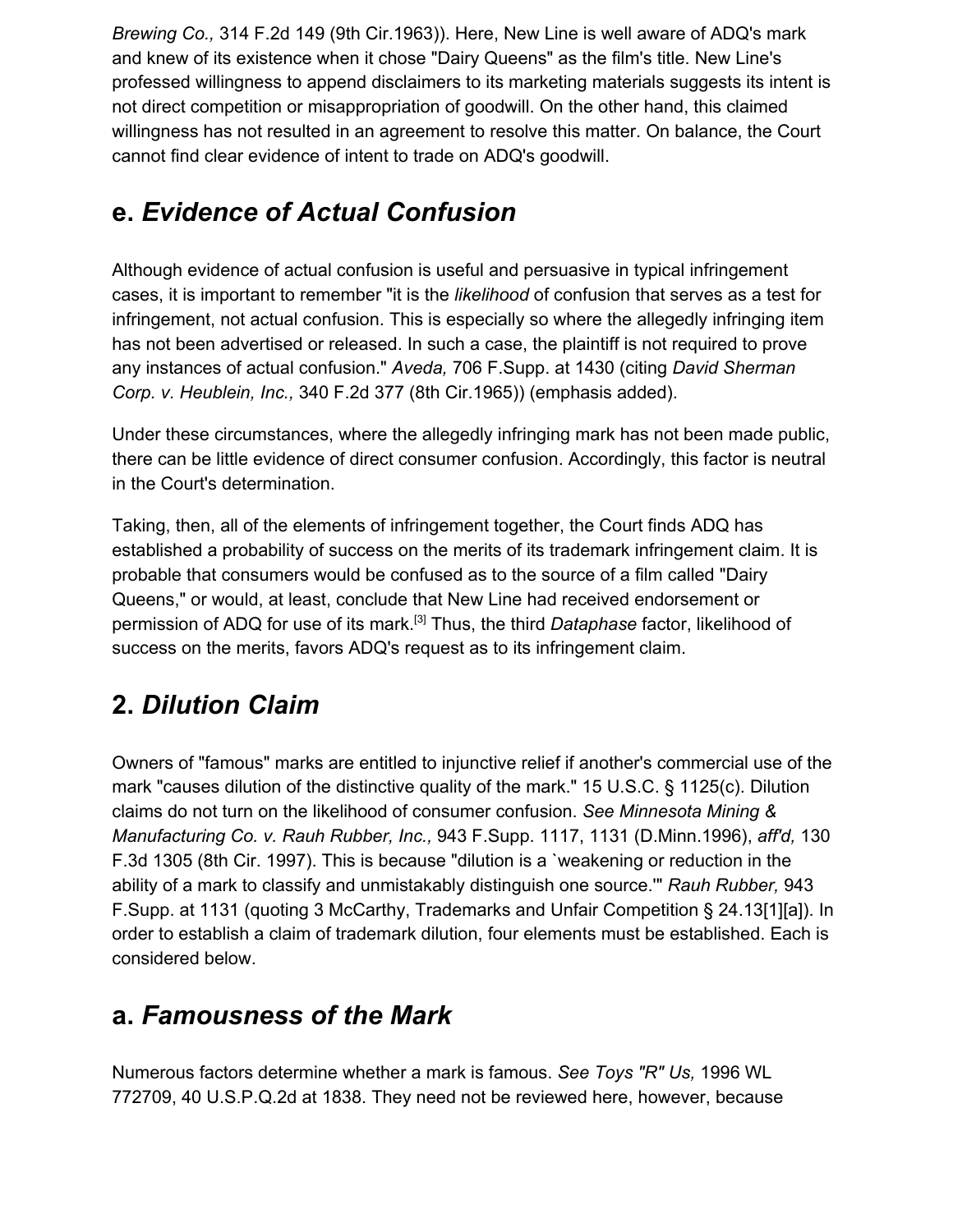*Brewing Co.,* 314 F.2d 149 (9th Cir.1963)). Here, New Line is well aware of ADQ's mark and knew of its existence when it chose "Dairy Queens" as the film's title. New Line's professed willingness to append disclaimers to its marketing materials suggests its intent is not direct competition or misappropriation of goodwill. On the other hand, this claimed willingness has not resulted in an agreement to resolve this matter. On balance, the Court cannot find clear evidence of intent to trade on ADQ's goodwill.

## e. *Evidence of Actual Confusion*

Although evidence of actual confusion is useful and persuasive in typical infringement cases, it is important to remember "it is the *likelihood* of confusion that serves as a test for infringement, not actual confusion. This is especially so where the allegedly infringing item has not been advertised or released. In such a case, the plaintiff is not required to prove any instances of actual confusion." *Aveda,* 706 F.Supp. at 1430 (citing *David Sherman Corp. v. Heublein, Inc.,* 340 F.2d 377 (8th Cir.1965)) (emphasis added).

Under these circumstances, where the allegedly infringing mark has not been made public, there can be little evidence of direct consumer confusion. Accordingly, this factor is neutral in the Court's determination.

Taking, then, all of the elements of infringement together, the Court finds ADQ has established a probability of success on the merits of its trademark infringement claim. It is probable that consumers would be confused as to the source of a film called "Dairy Queens," or would, at least, conclude that New Line had received endorsement or permission of ADQ for use of its mark.[3] Thus, the third *Dataphase* factor, likelihood of success on the merits, favors ADQ's request as to its infringement claim.

## 2. *Dilution Claim*

Owners of "famous" marks are entitled to injunctive relief if another's commercial use of the mark "causes dilution of the distinctive quality of the mark." 15 U.S.C. § 1125(c). Dilution claims do not turn on the likelihood of consumer confusion. *See Minnesota Mining & Manufacturing Co. v. Rauh Rubber, Inc.,* 943 F.Supp. 1117, 1131 (D.Minn.1996), *aff'd,* 130 F.3d 1305 (8th Cir. 1997). This is because "dilution is a `weakening or reduction in the ability of a mark to classify and unmistakably distinguish one source.'" *Rauh Rubber,* 943 F.Supp. at 1131 (quoting 3 McCarthy, Trademarks and Unfair Competition § 24.13[1][a]). In order to establish a claim of trademark dilution, four elements must be established. Each is considered below.

## a. *Famousness of the Mark*

Numerous factors determine whether a mark is famous. *See Toys "R" Us,* 1996 WL 772709, 40 U.S.P.Q.2d at 1838. They need not be reviewed here, however, because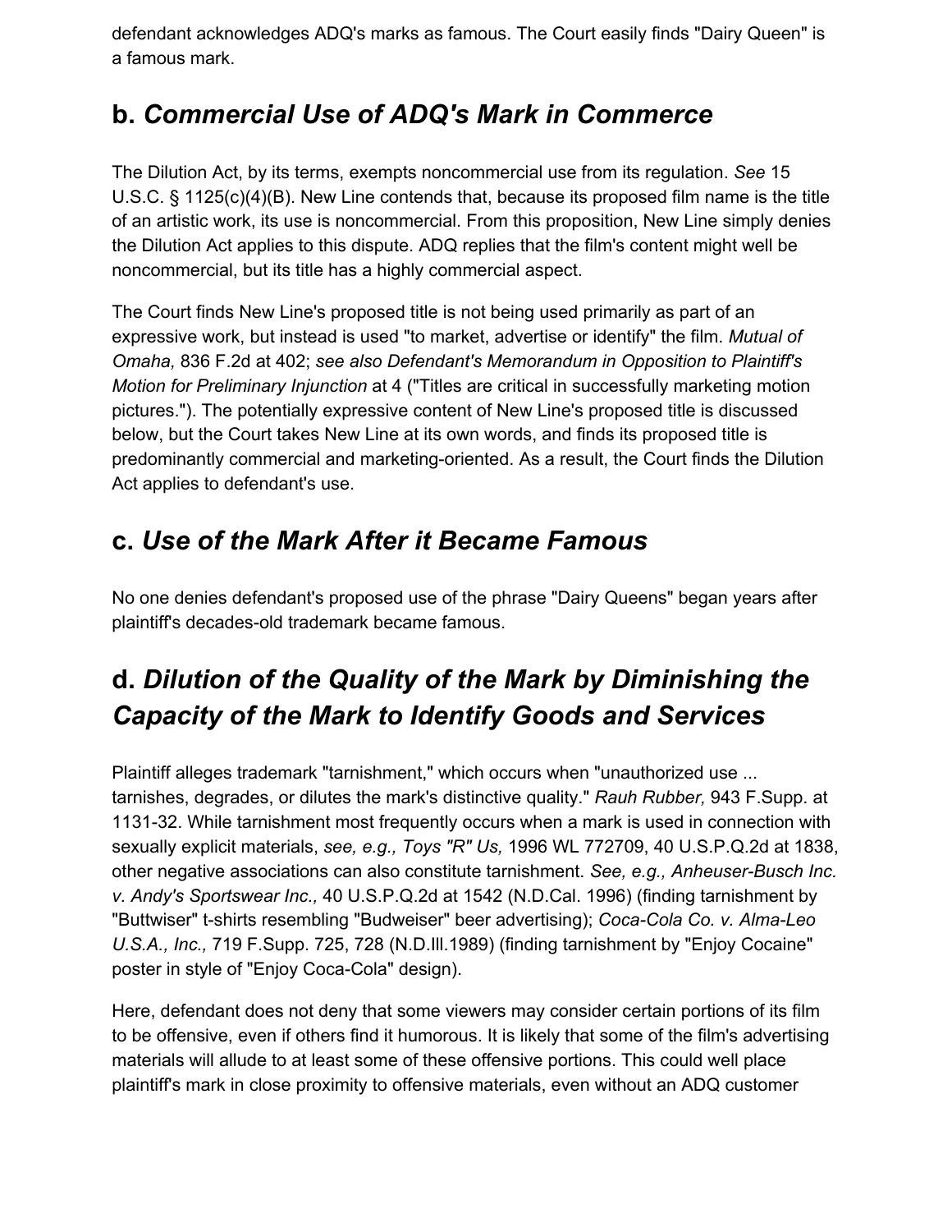defendant acknowledges ADQ's marks as famous. The Court easily finds "Dairy Queen" is a famous mark.

## b. *Commercial Use of ADQ's Mark in Commerce*

The Dilution Act, by its terms, exempts noncommercial use from its regulation. *See* 15 U.S.C. § 1125(c)(4)(B). New Line contends that, because its proposed film name is the title of an artistic work, its use is noncommercial. From this proposition, New Line simply denies the Dilution Act applies to this dispute. ADQ replies that the film's content might well be noncommercial, but its title has a highly commercial aspect.

The Court finds New Line's proposed title is not being used primarily as part of an expressive work, but instead is used "to market, advertise or identify" the film. *Mutual of Omaha,* 836 F.2d at 402; *see also Defendant's Memorandum in Opposition to Plaintiff's Motion for Preliminary Injunction* at 4 ("Titles are critical in successfully marketing motion pictures."). The potentially expressive content of New Line's proposed title is discussed below, but the Court takes New Line at its own words, and finds its proposed title is predominantly commercial and marketing-oriented. As a result, the Court finds the Dilution Act applies to defendant's use.

## c. *Use of the Mark After it Became Famous*

No one denies defendant's proposed use of the phrase "Dairy Queens" began years after plaintiff's decades-old trademark became famous.

## d. *Dilution of the Quality of the Mark by Diminishing the Capacity of the Mark to Identify Goods and Services*

Plaintiff alleges trademark "tarnishment," which occurs when "unauthorized use ... tarnishes, degrades, or dilutes the mark's distinctive quality." *Rauh Rubber,* 943 F.Supp. at 1131-32. While tarnishment most frequently occurs when a mark is used in connection with sexually explicit materials, *see, e.g., Toys "R" Us,* 1996 WL 772709, 40 U.S.P.Q.2d at 1838, other negative associations can also constitute tarnishment. *See, e.g., Anheuser-Busch Inc. v. Andy's Sportswear Inc.,* 40 U.S.P.Q.2d at 1542 (N.D.Cal. 1996) (finding tarnishment by "Buttwiser" t-shirts resembling "Budweiser" beer advertising); *Coca-Cola Co. v. Alma-Leo U.S.A., Inc.,* 719 F.Supp. 725, 728 (N.D.Ill.1989) (finding tarnishment by "Enjoy Cocaine" poster in style of "Enjoy Coca-Cola" design).

Here, defendant does not deny that some viewers may consider certain portions of its film to be offensive, even if others find it humorous. It is likely that some of the film's advertising materials will allude to at least some of these offensive portions. This could well place plaintiff's mark in close proximity to offensive materials, even without an ADQ customer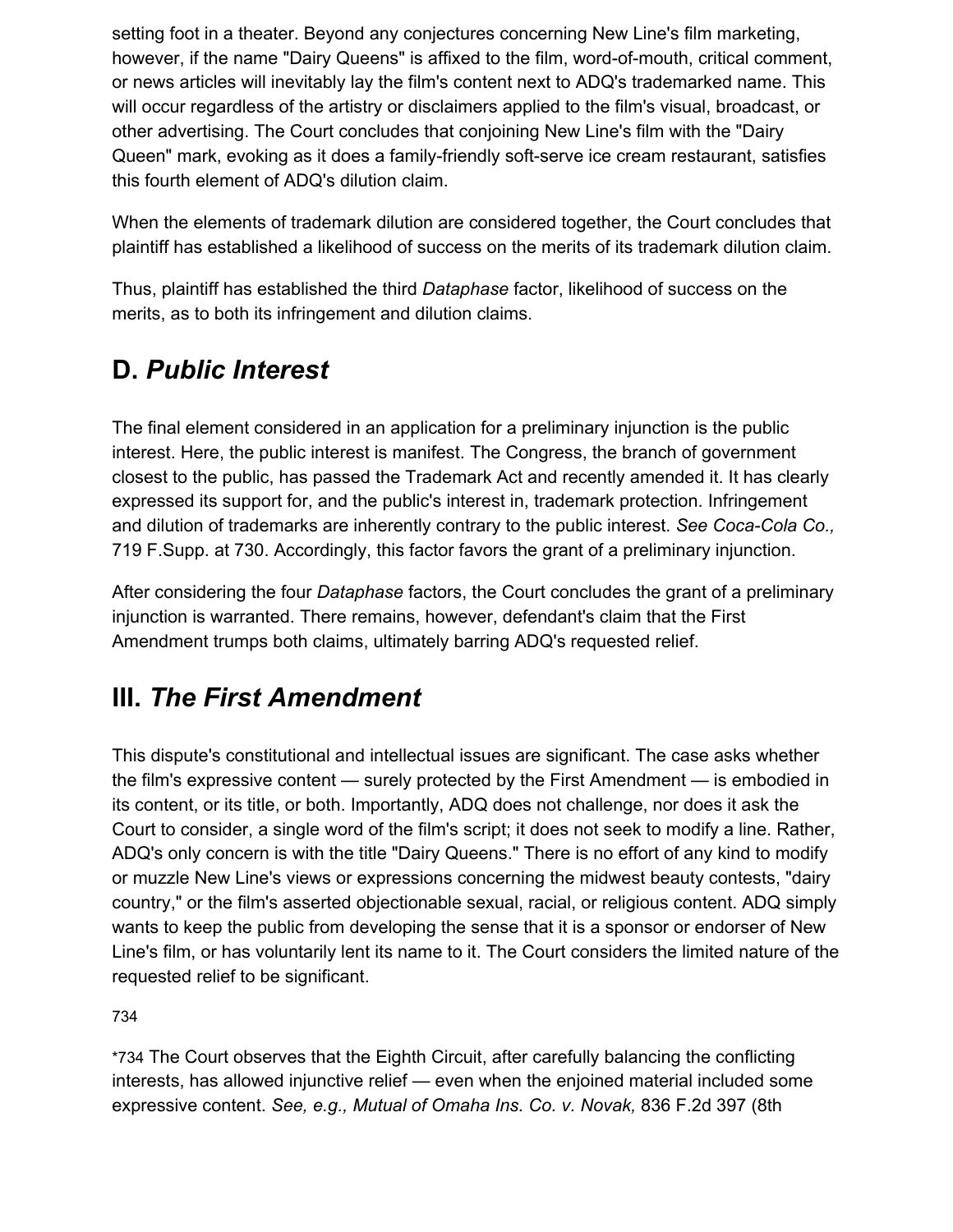setting foot in a theater. Beyond any conjectures concerning New Line's film marketing, however, if the name "Dairy Queens" is affixed to the film, word-of-mouth, critical comment, or news articles will inevitably lay the film's content next to ADQ's trademarked name. This will occur regardless of the artistry or disclaimers applied to the film's visual, broadcast, or other advertising. The Court concludes that conjoining New Line's film with the "Dairy Queen" mark, evoking as it does a family-friendly soft-serve ice cream restaurant, satisfies this fourth element of ADQ's dilution claim.

When the elements of trademark dilution are considered together, the Court concludes that plaintiff has established a likelihood of success on the merits of its trademark dilution claim.

Thus, plaintiff has established the third *Dataphase* factor, likelihood of success on the merits, as to both its infringement and dilution claims.

## D. *Public Interest*

The final element considered in an application for a preliminary injunction is the public interest. Here, the public interest is manifest. The Congress, the branch of government closest to the public, has passed the Trademark Act and recently amended it. It has clearly expressed its support for, and the public's interest in, trademark protection. Infringement and dilution of trademarks are inherently contrary to the public interest. *See Coca-Cola Co.,* 719 F.Supp. at 730. Accordingly, this factor favors the grant of a preliminary injunction.

After considering the four *Dataphase* factors, the Court concludes the grant of a preliminary injunction is warranted. There remains, however, defendant's claim that the First Amendment trumps both claims, ultimately barring ADQ's requested relief.

## III. *The First Amendment*

This dispute's constitutional and intellectual issues are significant. The case asks whether the film's expressive content — surely protected by the First Amendment — is embodied in its content, or its title, or both. Importantly, ADQ does not challenge, nor does it ask the Court to consider, a single word of the film's script; it does not seek to modify a line. Rather, ADQ's only concern is with the title "Dairy Queens." There is no effort of any kind to modify or muzzle New Line's views or expressions concerning the midwest beauty contests, "dairy country," or the film's asserted objectionable sexual, racial, or religious content. ADQ simply wants to keep the public from developing the sense that it is a sponsor or endorser of New Line's film, or has voluntarily lent its name to it. The Court considers the limited nature of the requested relief to be significant.

734

*734 The Court observes that the Eighth Circuit, after carefully balancing the conflicting interests, has allowed injunctive relief — even when the enjoined material included some expressive content. *See, e.g., Mutual of Omaha Ins. Co. v. Novak,* 836 F.2d 397 (8th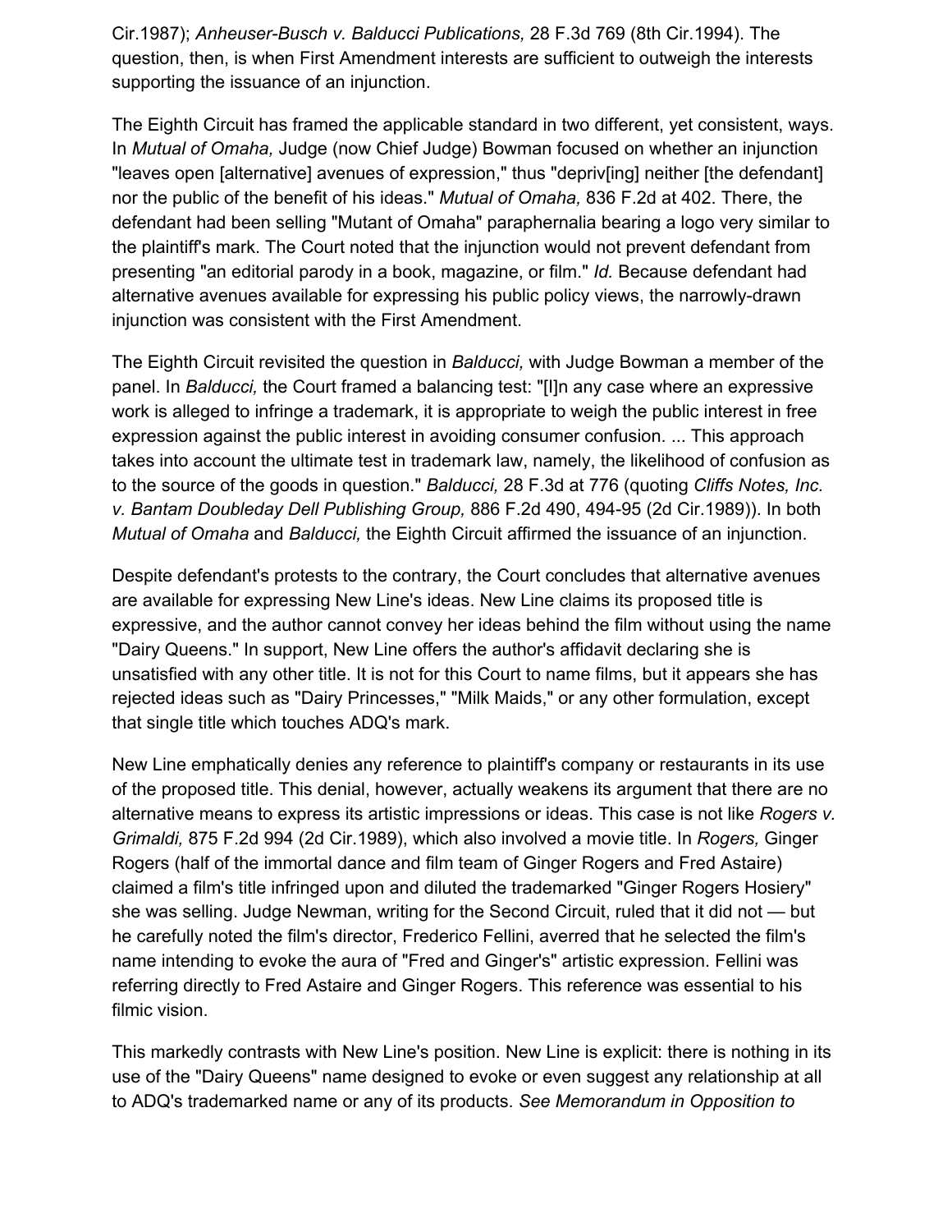Cir.1987); *Anheuser-Busch v. Balducci Publications,* 28 F.3d 769 (8th Cir.1994). The question, then, is when First Amendment interests are sufficient to outweigh the interests supporting the issuance of an injunction.

The Eighth Circuit has framed the applicable standard in two different, yet consistent, ways. In *Mutual of Omaha,* Judge (now Chief Judge) Bowman focused on whether an injunction "leaves open [alternative] avenues of expression," thus "depriv[ing] neither [the defendant] nor the public of the benefit of his ideas." *Mutual of Omaha,* 836 F.2d at 402. There, the defendant had been selling "Mutant of Omaha" paraphernalia bearing a logo very similar to the plaintiff's mark. The Court noted that the injunction would not prevent defendant from presenting "an editorial parody in a book, magazine, or film." *Id.* Because defendant had alternative avenues available for expressing his public policy views, the narrowly-drawn injunction was consistent with the First Amendment.

The Eighth Circuit revisited the question in *Balducci,* with Judge Bowman a member of the panel. In *Balducci,* the Court framed a balancing test: "[I]n any case where an expressive work is alleged to infringe a trademark, it is appropriate to weigh the public interest in free expression against the public interest in avoiding consumer confusion. ... This approach takes into account the ultimate test in trademark law, namely, the likelihood of confusion as to the source of the goods in question." *Balducci,* 28 F.3d at 776 (quoting *Cliffs Notes, Inc. v. Bantam Doubleday Dell Publishing Group,* 886 F.2d 490, 494-95 (2d Cir.1989)). In both *Mutual of Omaha* and *Balducci,* the Eighth Circuit affirmed the issuance of an injunction.

Despite defendant's protests to the contrary, the Court concludes that alternative avenues are available for expressing New Line's ideas. New Line claims its proposed title is expressive, and the author cannot convey her ideas behind the film without using the name "Dairy Queens." In support, New Line offers the author's affidavit declaring she is unsatisfied with any other title. It is not for this Court to name films, but it appears she has rejected ideas such as "Dairy Princesses," "Milk Maids," or any other formulation, except that single title which touches ADQ's mark.

New Line emphatically denies any reference to plaintiff's company or restaurants in its use of the proposed title. This denial, however, actually weakens its argument that there are no alternative means to express its artistic impressions or ideas. This case is not like *Rogers v. Grimaldi,* 875 F.2d 994 (2d Cir.1989), which also involved a movie title. In *Rogers,* Ginger Rogers (half of the immortal dance and film team of Ginger Rogers and Fred Astaire) claimed a film's title infringed upon and diluted the trademarked "Ginger Rogers Hosiery" she was selling. Judge Newman, writing for the Second Circuit, ruled that it did not — but he carefully noted the film's director, Frederico Fellini, averred that he selected the film's name intending to evoke the aura of "Fred and Ginger's" artistic expression. Fellini was referring directly to Fred Astaire and Ginger Rogers. This reference was essential to his filmic vision.

This markedly contrasts with New Line's position. New Line is explicit: there is nothing in its use of the "Dairy Queens" name designed to evoke or even suggest any relationship at all to ADQ's trademarked name or any of its products. *See Memorandum in Opposition to*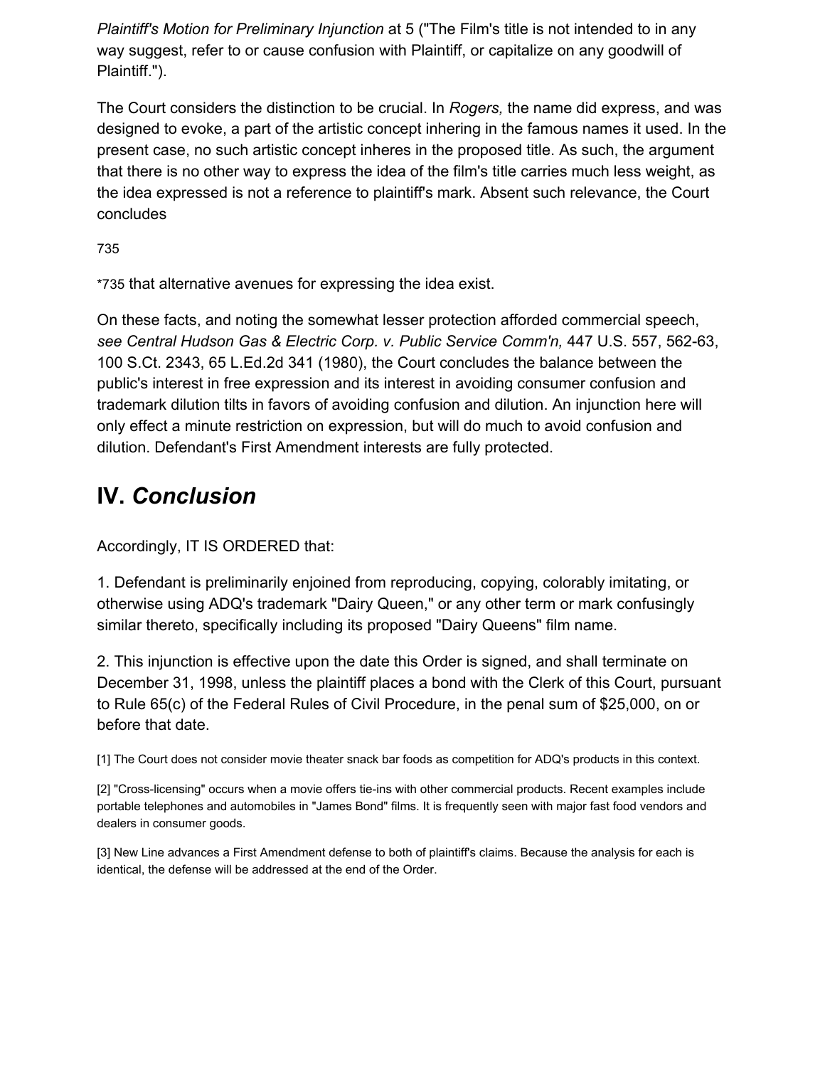*Plaintiff's Motion for Preliminary Injunction* at 5 ("The Film's title is not intended to in any way suggest, refer to or cause confusion with Plaintiff, or capitalize on any goodwill of Plaintiff.").

The Court considers the distinction to be crucial. In *Rogers,* the name did express, and was designed to evoke, a part of the artistic concept inhering in the famous names it used. In the present case, no such artistic concept inheres in the proposed title. As such, the argument that there is no other way to express the idea of the film's title carries much less weight, as the idea expressed is not a reference to plaintiff's mark. Absent such relevance, the Court concludes

735

*735 that alternative avenues for expressing the idea exist.

On these facts, and noting the somewhat lesser protection afforded commercial speech, *see Central Hudson Gas & Electric Corp. v. Public Service Comm'n,* 447 U.S. 557, 562-63, 100 S.Ct. 2343, 65 L.Ed.2d 341 (1980), the Court concludes the balance between the public's interest in free expression and its interest in avoiding consumer confusion and trademark dilution tilts in favors of avoiding confusion and dilution. An injunction here will only effect a minute restriction on expression, but will do much to avoid confusion and dilution. Defendant's First Amendment interests are fully protected.

## IV. *Conclusion*

Accordingly, IT IS ORDERED that:

1. Defendant is preliminarily enjoined from reproducing, copying, colorably imitating, or otherwise using ADQ's trademark "Dairy Queen," or any other term or mark confusingly similar thereto, specifically including its proposed "Dairy Queens" film name.

2. This injunction is effective upon the date this Order is signed, and shall terminate on December 31, 1998, unless the plaintiff places a bond with the Clerk of this Court, pursuant to Rule 65(c) of the Federal Rules of Civil Procedure, in the penal sum of $25,000, on or before that date.

[1] The Court does not consider movie theater snack bar foods as competition for ADQ's products in this context.

[2] "Cross-licensing" occurs when a movie offers tie-ins with other commercial products. Recent examples include portable telephones and automobiles in "James Bond" films. It is frequently seen with major fast food vendors and dealers in consumer goods.

[3] New Line advances a First Amendment defense to both of plaintiff's claims. Because the analysis for each is identical, the defense will be addressed at the end of the Order.